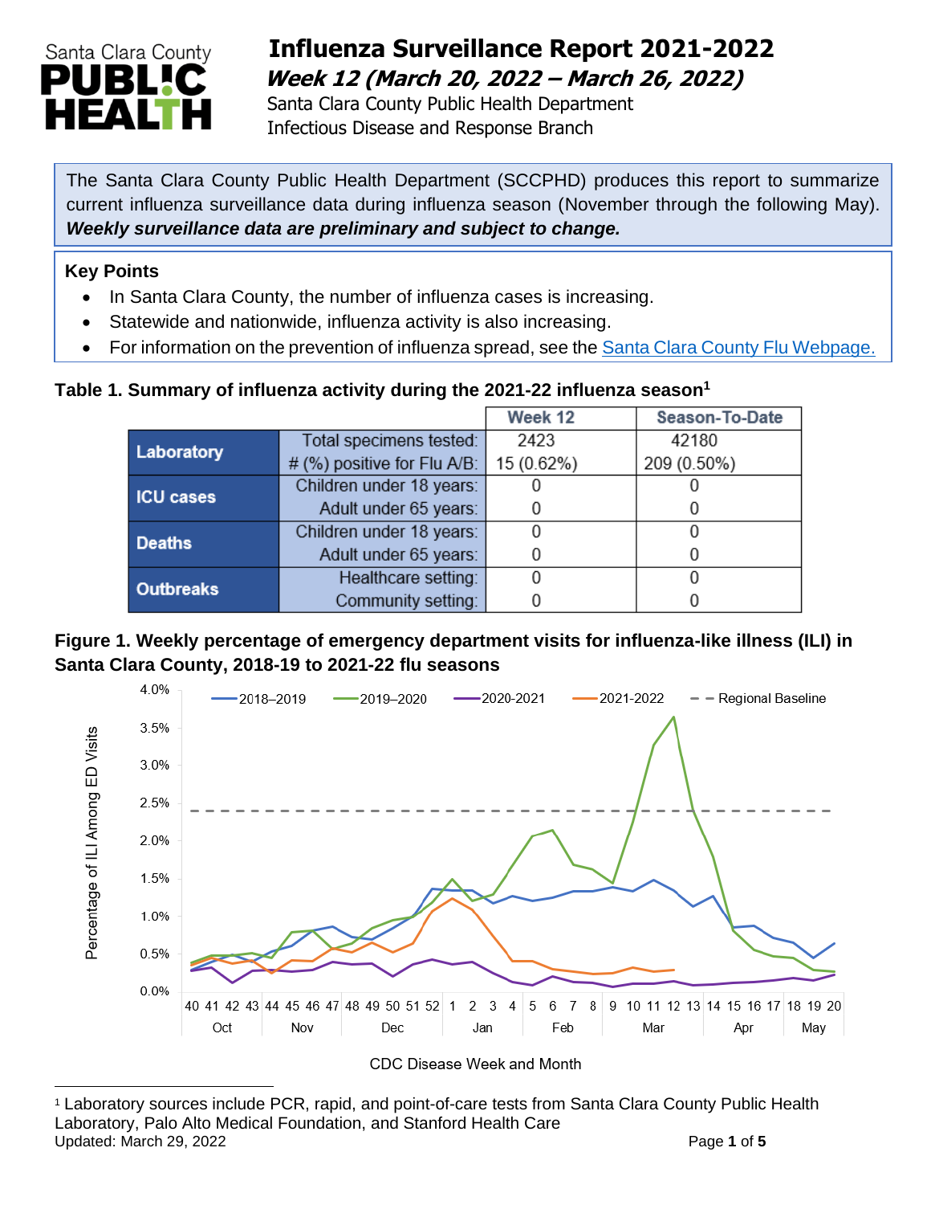# Influenza Surveillance Report 2021-2022

## *Week 12 (March 20, 2022 – March 26, 2022)*

Santa Clara County Public Health Department
Infectious Disease and Response Branch

The Santa Clara County Public Health Department (SCCPHD) produces this report to summarize current influenza surveillance data during influenza season (November through the following May). ***Weekly surveillance data are preliminary and subject to change.***

**Key Points**

- In Santa Clara County, the number of influenza cases is increasing.
- Statewide and nationwide, influenza activity is also increasing.
- For information on the prevention of influenza spread, see the Santa Clara County Flu Webpage.

**Table 1. Summary of influenza activity during the 2021-22 influenza season[1]**

| | | Week 12 | Season-To-Date |
|---|---|---|---|
| **Laboratory** | Total specimens tested: | 2423 | 42180 |
| | # (%) positive for Flu A/B: | 15 (0.62%) | 209 (0.50%) |
| **ICU cases** | Children under 18 years: | 0 | 0 |
| | Adult under 65 years: | 0 | 0 |
| **Deaths** | Children under 18 years: | 0 | 0 |
| | Adult under 65 years: | 0 | 0 |
| **Outbreaks** | Healthcare setting: | 0 | 0 |
| | Community setting: | 0 | 0 |

**Figure 1. Weekly percentage of emergency department visits for influenza-like illness (ILI) in Santa Clara County, 2018-19 to 2021-22 flu seasons**

[1] Laboratory sources include PCR, rapid, and point-of-care tests from Santa Clara County Public Health Laboratory, Palo Alto Medical Foundation, and Stanford Health Care

Updated: March 29, 2022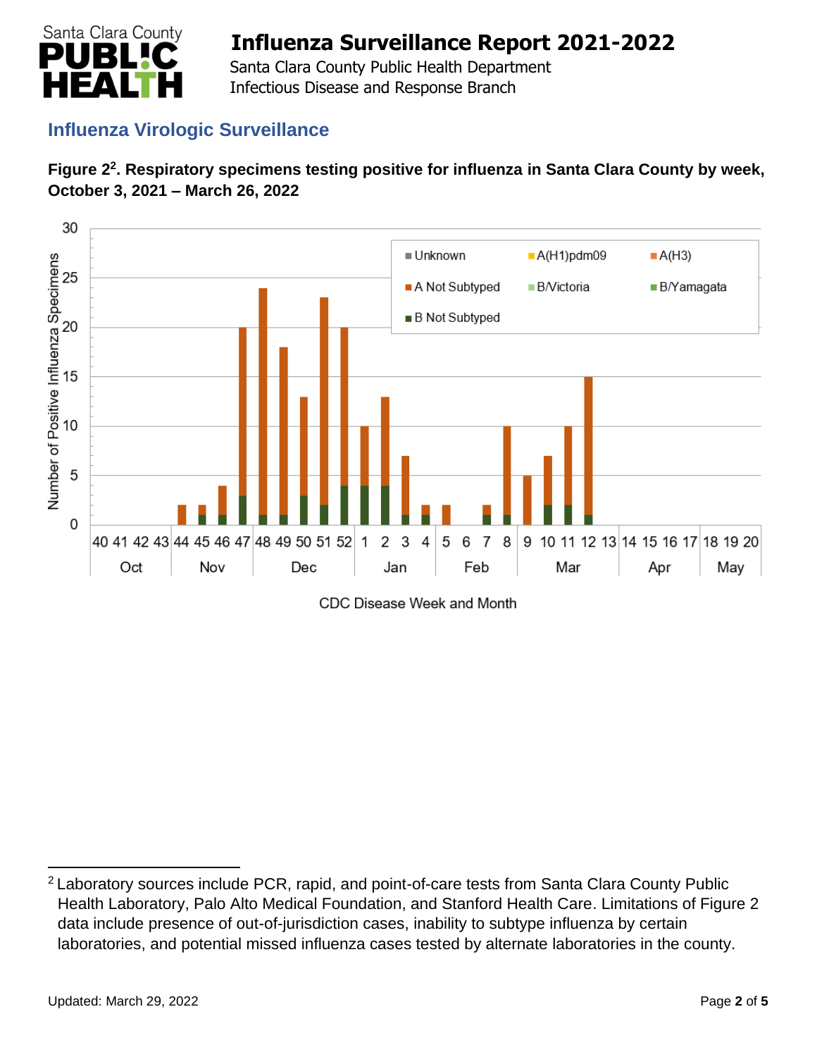## Influenza Virologic Surveillance

**Figure 2[2]. Respiratory specimens testing positive for influenza in Santa Clara County by week, October 3, 2021 – March 26, 2022**

---

[2] Laboratory sources include PCR, rapid, and point-of-care tests from Santa Clara County Public Health Laboratory, Palo Alto Medical Foundation, and Stanford Health Care. Limitations of Figure 2 data include presence of out-of-jurisdiction cases, inability to subtype influenza by certain laboratories, and potential missed influenza cases tested by alternate laboratories in the county.

Updated: March 29, 2022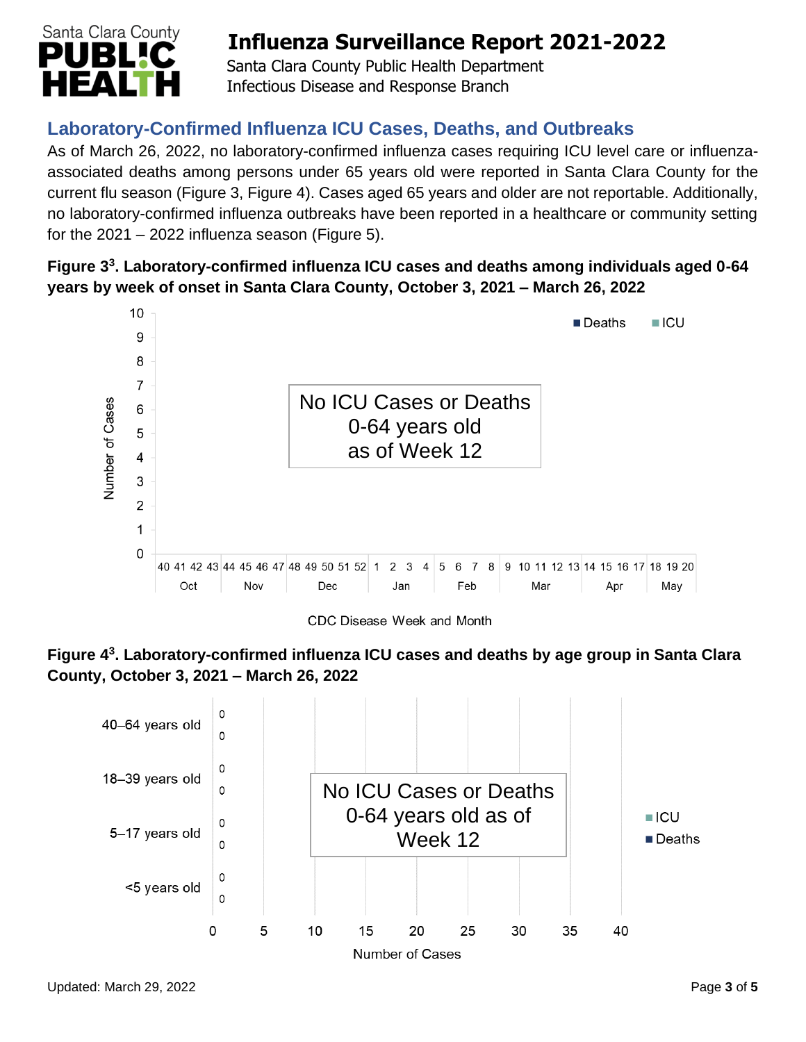## Laboratory-Confirmed Influenza ICU Cases, Deaths, and Outbreaks

As of March 26, 2022, no laboratory-confirmed influenza cases requiring ICU level care or influenza-associated deaths among persons under 65 years old were reported in Santa Clara County for the current flu season (Figure 3, Figure 4). Cases aged 65 years and older are not reportable. Additionally, no laboratory-confirmed influenza outbreaks have been reported in a healthcare or community setting for the 2021 – 2022 influenza season (Figure 5).

**Figure 3[3]. Laboratory-confirmed influenza ICU cases and deaths among individuals aged 0-64 years by week of onset in Santa Clara County, October 3, 2021 – March 26, 2022**

No ICU Cases or Deaths 0-64 years old as of Week 12

**Figure 4[3]. Laboratory-confirmed influenza ICU cases and deaths by age group in Santa Clara County, October 3, 2021 – March 26, 2022**

No ICU Cases or Deaths 0-64 years old as of Week 12

Updated: March 29, 2022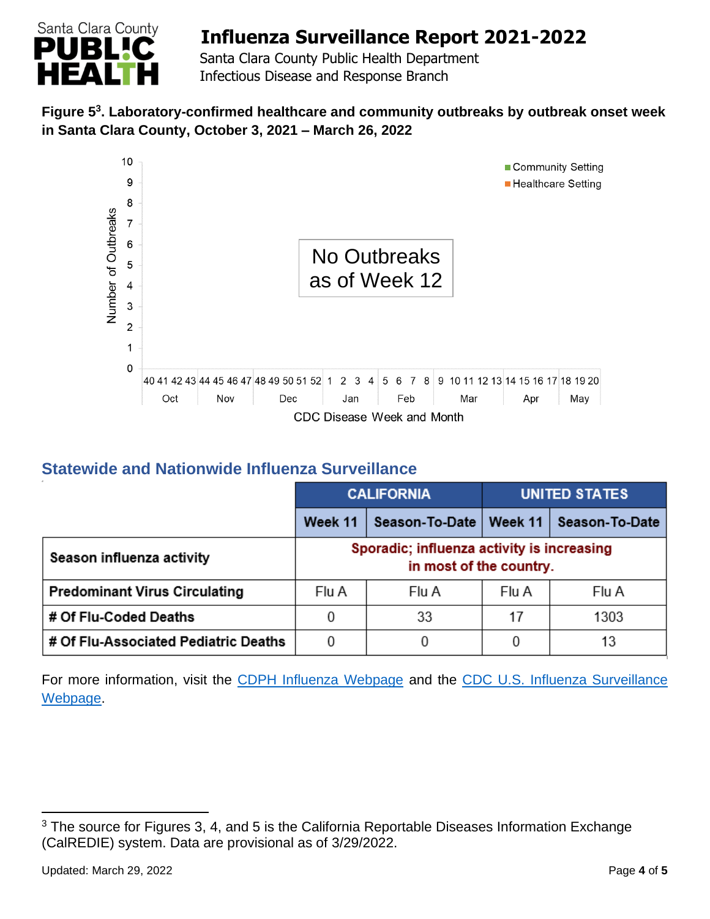**Figure 5[3]. Laboratory-confirmed healthcare and community outbreaks by outbreak onset week in Santa Clara County, October 3, 2021 – March 26, 2022**

No Outbreaks as of Week 12

## Statewide and Nationwide Influenza Surveillance

| | CALIFORNIA | | UNITED STATES | |
|---|---|---|---|---|
| | Week 11 | Season-To-Date | Week 11 | Season-To-Date |
| Season influenza activity | Sporadic; influenza activity is increasing in most of the country. | | | |
| Predominant Virus Circulating | Flu A | Flu A | Flu A | Flu A |
| # Of Flu-Coded Deaths | 0 | 33 | 17 | 1303 |
| # Of Flu-Associated Pediatric Deaths | 0 | 0 | 0 | 13 |

For more information, visit the CDPH Influenza Webpage and the CDC U.S. Influenza Surveillance Webpage.

[3] The source for Figures 3, 4, and 5 is the California Reportable Diseases Information Exchange (CalREDIE) system. Data are provisional as of 3/29/2022.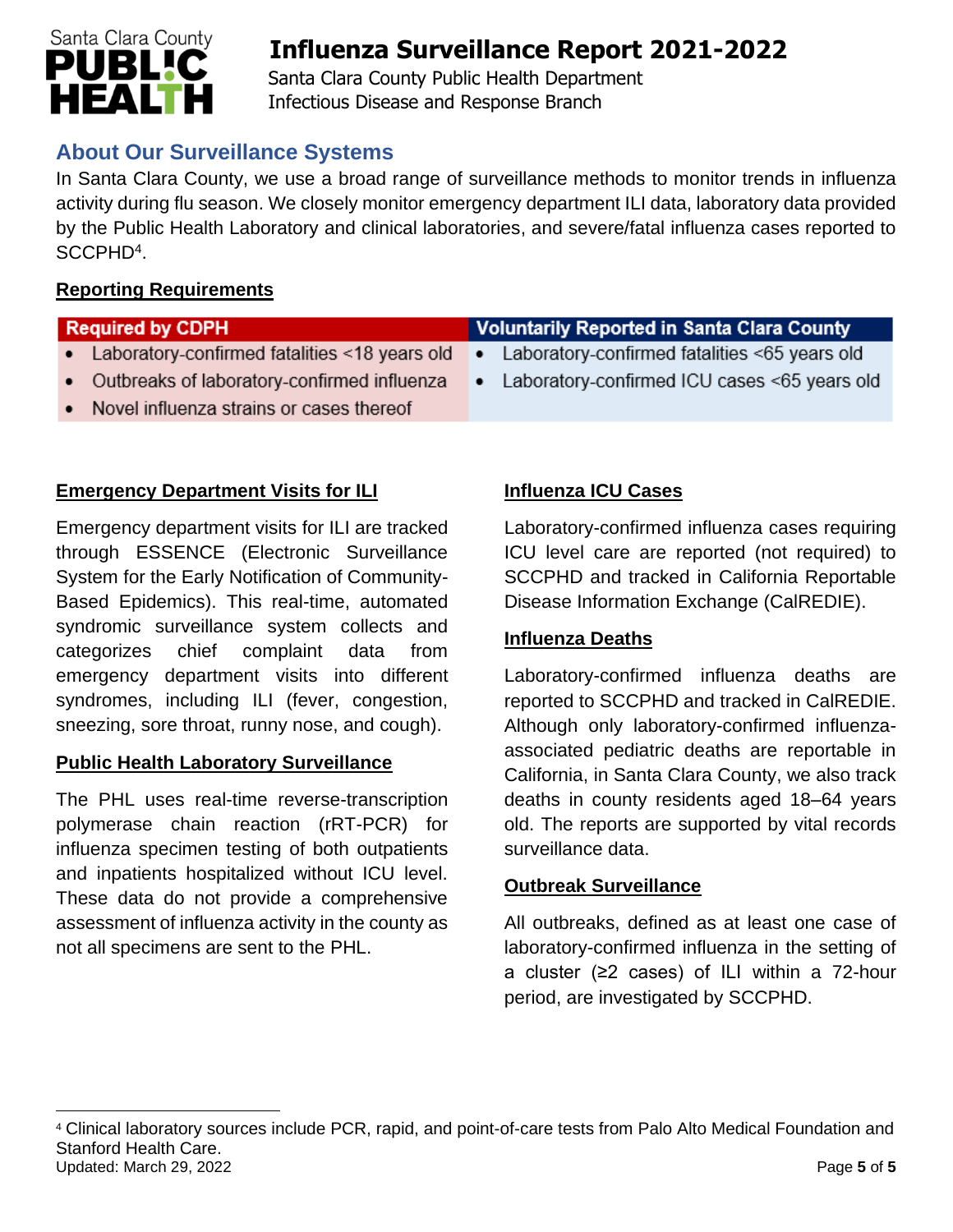# Influenza Surveillance Report 2021-2022

Santa Clara County Public Health Department
Infectious Disease and Response Branch

## About Our Surveillance Systems

In Santa Clara County, we use a broad range of surveillance methods to monitor trends in influenza activity during flu season. We closely monitor emergency department ILI data, laboratory data provided by the Public Health Laboratory and clinical laboratories, and severe/fatal influenza cases reported to SCCPHD[4].

### Reporting Requirements

| Required by CDPH | Voluntarily Reported in Santa Clara County |
|---|---|
| • Laboratory-confirmed fatalities <18 years old | • Laboratory-confirmed fatalities <65 years old |
| • Outbreaks of laboratory-confirmed influenza | • Laboratory-confirmed ICU cases <65 years old |
| • Novel influenza strains or cases thereof | |

### Emergency Department Visits for ILI

Emergency department visits for ILI are tracked through ESSENCE (Electronic Surveillance System for the Early Notification of Community-Based Epidemics). This real-time, automated syndromic surveillance system collects and categorizes chief complaint data from emergency department visits into different syndromes, including ILI (fever, congestion, sneezing, sore throat, runny nose, and cough).

### Public Health Laboratory Surveillance

The PHL uses real-time reverse-transcription polymerase chain reaction (rRT-PCR) for influenza specimen testing of both outpatients and inpatients hospitalized without ICU level. These data do not provide a comprehensive assessment of influenza activity in the county as not all specimens are sent to the PHL.

### Influenza ICU Cases

Laboratory-confirmed influenza cases requiring ICU level care are reported (not required) to SCCPHD and tracked in California Reportable Disease Information Exchange (CalREDIE).

### Influenza Deaths

Laboratory-confirmed influenza deaths are reported to SCCPHD and tracked in CalREDIE. Although only laboratory-confirmed influenza-associated pediatric deaths are reportable in California, in Santa Clara County, we also track deaths in county residents aged 18–64 years old. The reports are supported by vital records surveillance data.

### Outbreak Surveillance

All outbreaks, defined as at least one case of laboratory-confirmed influenza in the setting of a cluster (≥2 cases) of ILI within a 72-hour period, are investigated by SCCPHD.

[4] Clinical laboratory sources include PCR, rapid, and point-of-care tests from Palo Alto Medical Foundation and Stanford Health Care.

Updated: March 29, 2022